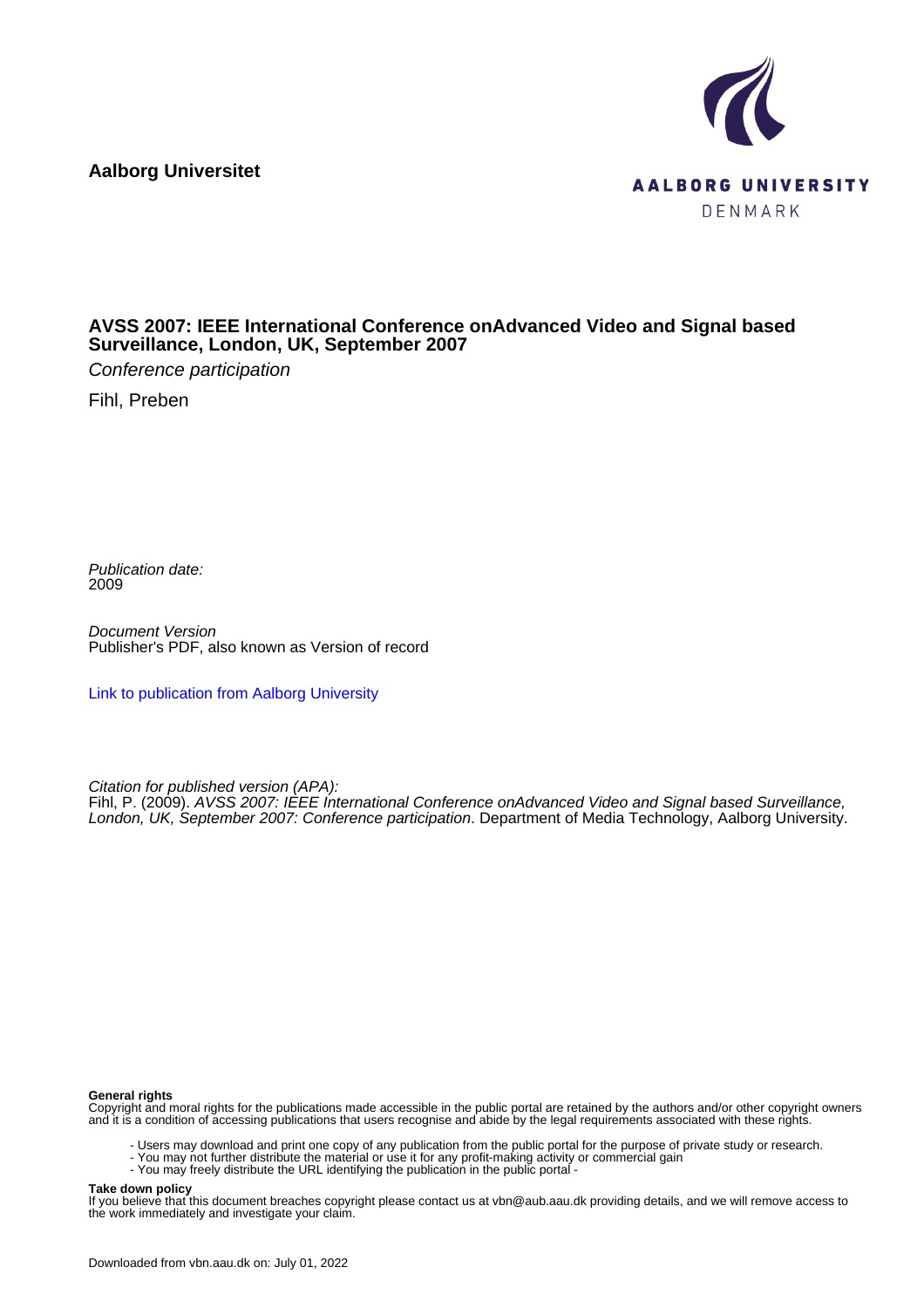**Aalborg Universitet**

AALBORG UNIVERSITY
DENMARK

# AVSS 2007: IEEE International Conference onAdvanced Video and Signal based Surveillance, London, UK, September 2007

*Conference participation*

Fihl, Preben

*Publication date:*
2009

*Document Version*
Publisher's PDF, also known as Version of record

Link to publication from Aalborg University

*Citation for published version (APA):*
Fihl, P. (2009). *AVSS 2007: IEEE International Conference onAdvanced Video and Signal based Surveillance, London, UK, September 2007: Conference participation*. Department of Media Technology, Aalborg University.

**General rights**
Copyright and moral rights for the publications made accessible in the public portal are retained by the authors and/or other copyright owners and it is a condition of accessing publications that users recognise and abide by the legal requirements associated with these rights.

- Users may download and print one copy of any publication from the public portal for the purpose of private study or research.
- You may not further distribute the material or use it for any profit-making activity or commercial gain
- You may freely distribute the URL identifying the publication in the public portal -

**Take down policy**
If you believe that this document breaches copyright please contact us at vbn@aub.aau.dk providing details, and we will remove access to the work immediately and investigate your claim.

Downloaded from vbn.aau.dk on: July 01, 2022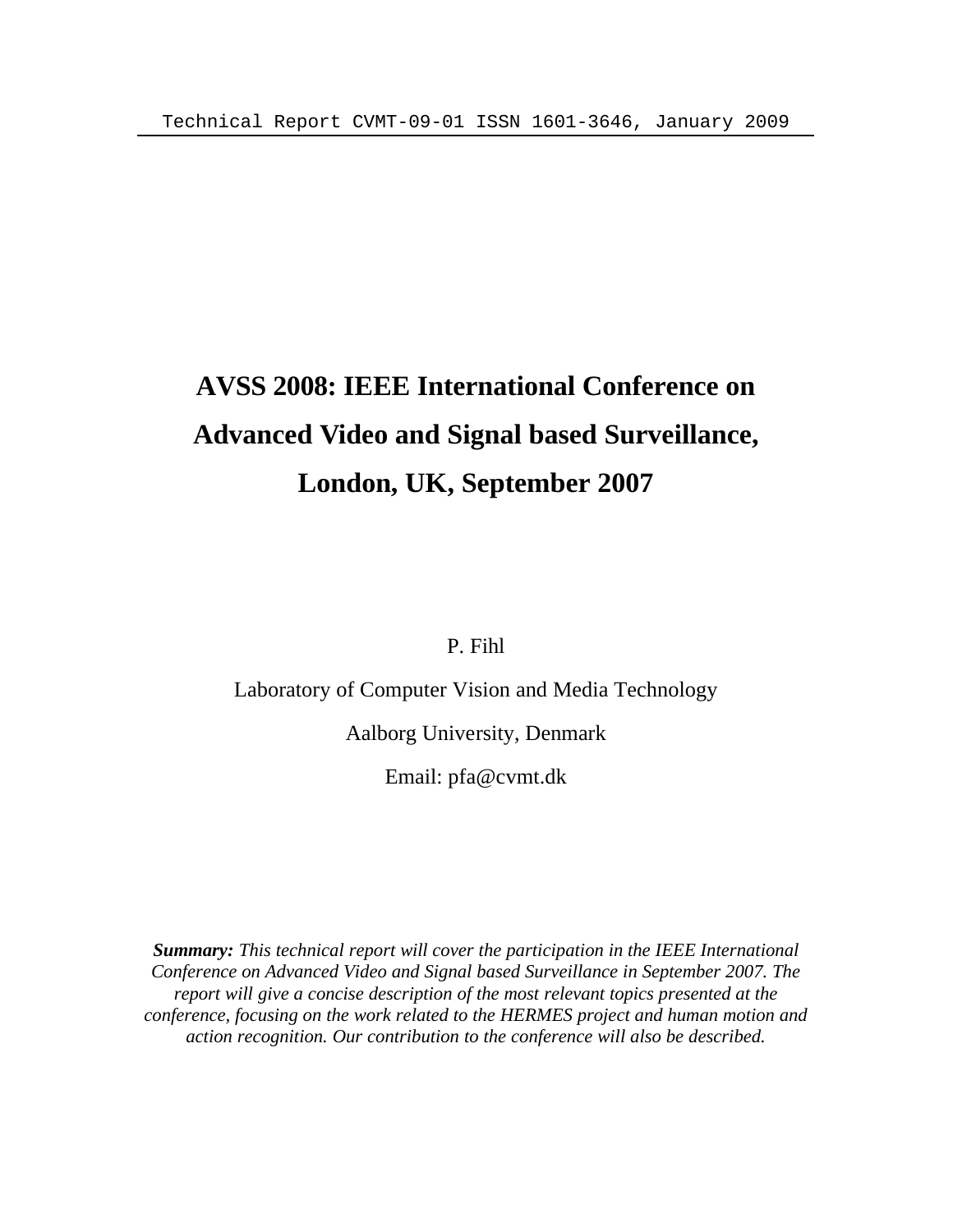Technical Report CVMT-09-01 ISSN 1601-3646, January 2009

# AVSS 2008: IEEE International Conference on Advanced Video and Signal based Surveillance, London, UK, September 2007

P. Fihl

Laboratory of Computer Vision and Media Technology

Aalborg University, Denmark

Email: pfa@cvmt.dk

***Summary:*** *This technical report will cover the participation in the IEEE International Conference on Advanced Video and Signal based Surveillance in September 2007. The report will give a concise description of the most relevant topics presented at the conference, focusing on the work related to the HERMES project and human motion and action recognition. Our contribution to the conference will also be described.*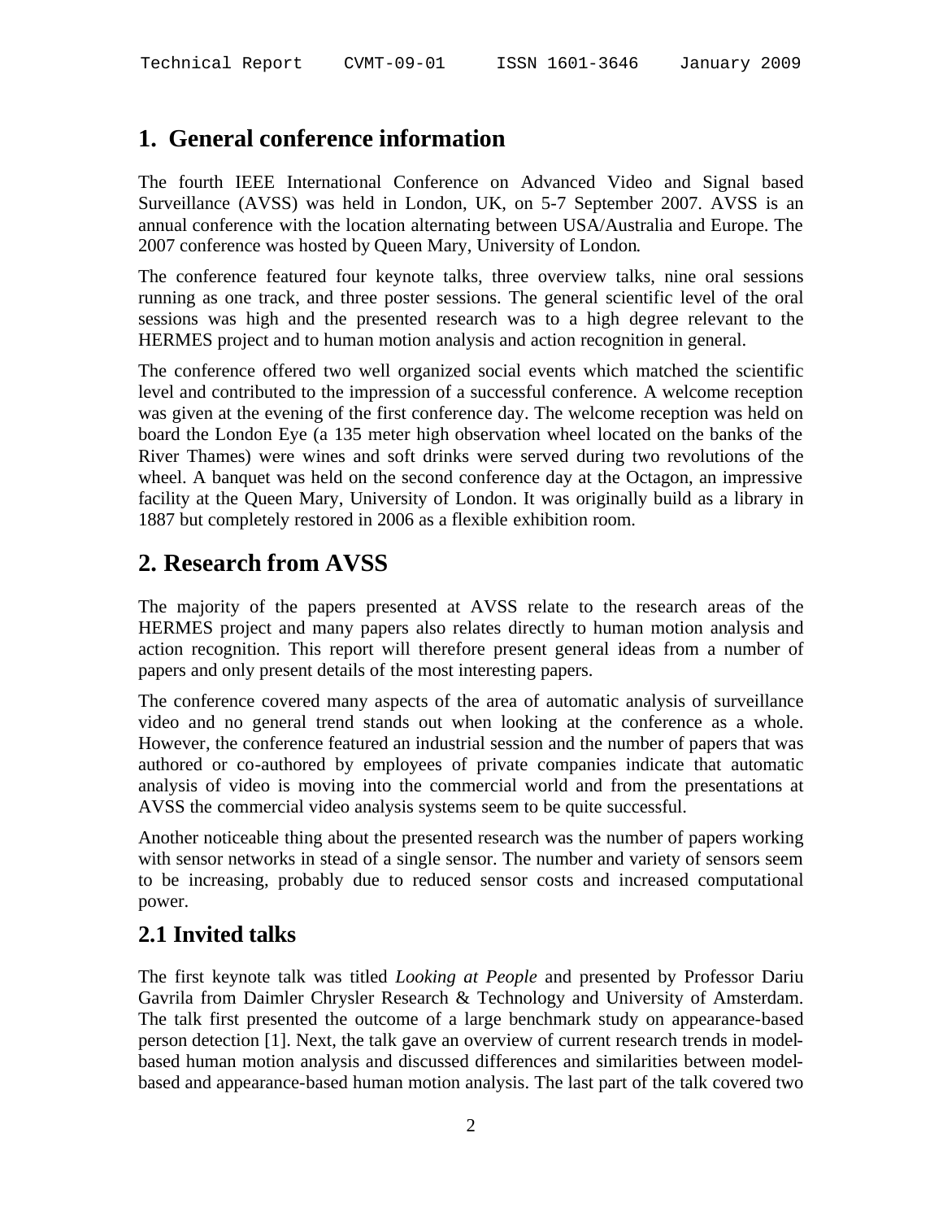# 1. General conference information

The fourth IEEE International Conference on Advanced Video and Signal based Surveillance (AVSS) was held in London, UK, on 5-7 September 2007. AVSS is an annual conference with the location alternating between USA/Australia and Europe. The 2007 conference was hosted by Queen Mary, University of London.

The conference featured four keynote talks, three overview talks, nine oral sessions running as one track, and three poster sessions. The general scientific level of the oral sessions was high and the presented research was to a high degree relevant to the HERMES project and to human motion analysis and action recognition in general.

The conference offered two well organized social events which matched the scientific level and contributed to the impression of a successful conference. A welcome reception was given at the evening of the first conference day. The welcome reception was held on board the London Eye (a 135 meter high observation wheel located on the banks of the River Thames) were wines and soft drinks were served during two revolutions of the wheel. A banquet was held on the second conference day at the Octagon, an impressive facility at the Queen Mary, University of London. It was originally build as a library in 1887 but completely restored in 2006 as a flexible exhibition room.

# 2. Research from AVSS

The majority of the papers presented at AVSS relate to the research areas of the HERMES project and many papers also relates directly to human motion analysis and action recognition. This report will therefore present general ideas from a number of papers and only present details of the most interesting papers.

The conference covered many aspects of the area of automatic analysis of surveillance video and no general trend stands out when looking at the conference as a whole. However, the conference featured an industrial session and the number of papers that was authored or co-authored by employees of private companies indicate that automatic analysis of video is moving into the commercial world and from the presentations at AVSS the commercial video analysis systems seem to be quite successful.

Another noticeable thing about the presented research was the number of papers working with sensor networks in stead of a single sensor. The number and variety of sensors seem to be increasing, probably due to reduced sensor costs and increased computational power.

## 2.1 Invited talks

The first keynote talk was titled *Looking at People* and presented by Professor Dariu Gavrila from Daimler Chrysler Research & Technology and University of Amsterdam. The talk first presented the outcome of a large benchmark study on appearance-based person detection [1]. Next, the talk gave an overview of current research trends in model-based human motion analysis and discussed differences and similarities between model-based and appearance-based human motion analysis. The last part of the talk covered two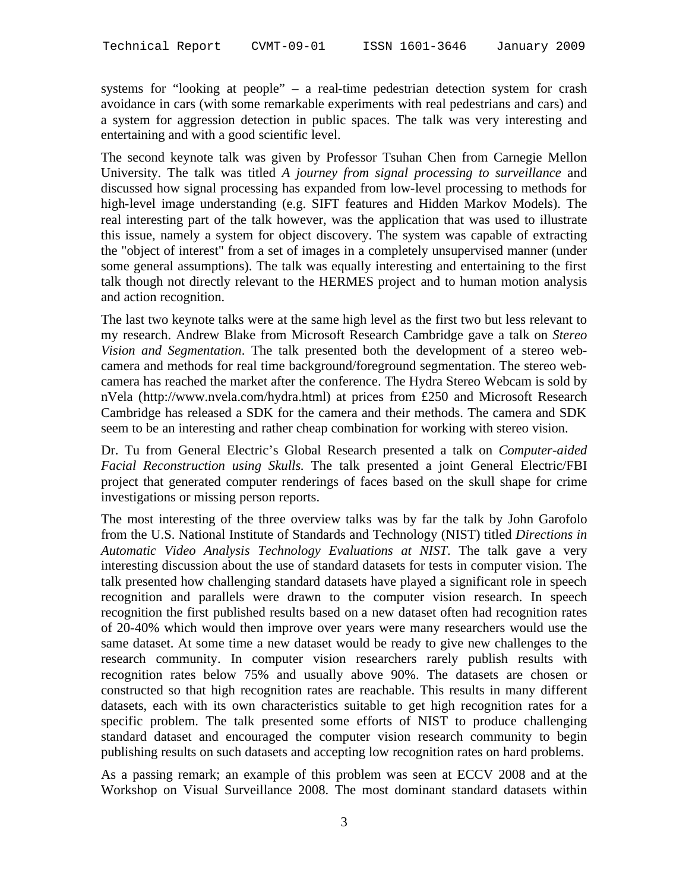systems for “looking at people” – a real-time pedestrian detection system for crash avoidance in cars (with some remarkable experiments with real pedestrians and cars) and a system for aggression detection in public spaces. The talk was very interesting and entertaining and with a good scientific level.

The second keynote talk was given by Professor Tsuhan Chen from Carnegie Mellon University. The talk was titled *A journey from signal processing to surveillance* and discussed how signal processing has expanded from low-level processing to methods for high-level image understanding (e.g. SIFT features and Hidden Markov Models). The real interesting part of the talk however, was the application that was used to illustrate this issue, namely a system for object discovery. The system was capable of extracting the "object of interest" from a set of images in a completely unsupervised manner (under some general assumptions). The talk was equally interesting and entertaining to the first talk though not directly relevant to the HERMES project and to human motion analysis and action recognition.

The last two keynote talks were at the same high level as the first two but less relevant to my research. Andrew Blake from Microsoft Research Cambridge gave a talk on *Stereo Vision and Segmentation*. The talk presented both the development of a stereo web-camera and methods for real time background/foreground segmentation. The stereo web-camera has reached the market after the conference. The Hydra Stereo Webcam is sold by nVela (http://www.nvela.com/hydra.html) at prices from £250 and Microsoft Research Cambridge has released a SDK for the camera and their methods. The camera and SDK seem to be an interesting and rather cheap combination for working with stereo vision.

Dr. Tu from General Electric’s Global Research presented a talk on *Computer-aided Facial Reconstruction using Skulls.* The talk presented a joint General Electric/FBI project that generated computer renderings of faces based on the skull shape for crime investigations or missing person reports.

The most interesting of the three overview talks was by far the talk by John Garofolo from the U.S. National Institute of Standards and Technology (NIST) titled *Directions in Automatic Video Analysis Technology Evaluations at NIST*. The talk gave a very interesting discussion about the use of standard datasets for tests in computer vision. The talk presented how challenging standard datasets have played a significant role in speech recognition and parallels were drawn to the computer vision research. In speech recognition the first published results based on a new dataset often had recognition rates of 20-40% which would then improve over years were many researchers would use the same dataset. At some time a new dataset would be ready to give new challenges to the research community. In computer vision researchers rarely publish results with recognition rates below 75% and usually above 90%. The datasets are chosen or constructed so that high recognition rates are reachable. This results in many different datasets, each with its own characteristics suitable to get high recognition rates for a specific problem. The talk presented some efforts of NIST to produce challenging standard dataset and encouraged the computer vision research community to begin publishing results on such datasets and accepting low recognition rates on hard problems.

As a passing remark; an example of this problem was seen at ECCV 2008 and at the Workshop on Visual Surveillance 2008. The most dominant standard datasets within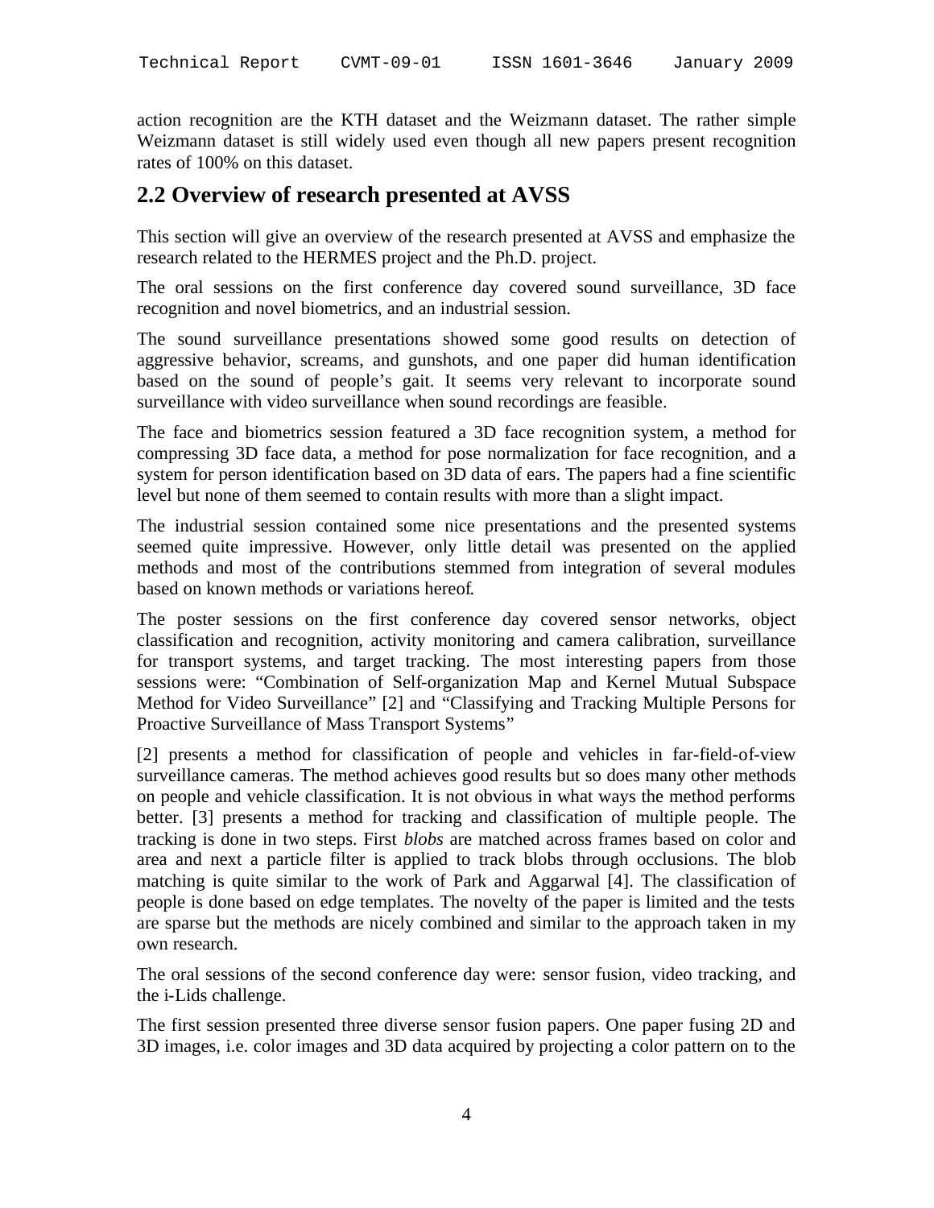action recognition are the KTH dataset and the Weizmann dataset. The rather simple Weizmann dataset is still widely used even though all new papers present recognition rates of 100% on this dataset.

## 2.2 Overview of research presented at AVSS

This section will give an overview of the research presented at AVSS and emphasize the research related to the HERMES project and the Ph.D. project.

The oral sessions on the first conference day covered sound surveillance, 3D face recognition and novel biometrics, and an industrial session.

The sound surveillance presentations showed some good results on detection of aggressive behavior, screams, and gunshots, and one paper did human identification based on the sound of people's gait. It seems very relevant to incorporate sound surveillance with video surveillance when sound recordings are feasible.

The face and biometrics session featured a 3D face recognition system, a method for compressing 3D face data, a method for pose normalization for face recognition, and a system for person identification based on 3D data of ears. The papers had a fine scientific level but none of them seemed to contain results with more than a slight impact.

The industrial session contained some nice presentations and the presented systems seemed quite impressive. However, only little detail was presented on the applied methods and most of the contributions stemmed from integration of several modules based on known methods or variations hereof.

The poster sessions on the first conference day covered sensor networks, object classification and recognition, activity monitoring and camera calibration, surveillance for transport systems, and target tracking. The most interesting papers from those sessions were: "Combination of Self-organization Map and Kernel Mutual Subspace Method for Video Surveillance" [2] and "Classifying and Tracking Multiple Persons for Proactive Surveillance of Mass Transport Systems"

[2] presents a method for classification of people and vehicles in far-field-of-view surveillance cameras. The method achieves good results but so does many other methods on people and vehicle classification. It is not obvious in what ways the method performs better. [3] presents a method for tracking and classification of multiple people. The tracking is done in two steps. First *blobs* are matched across frames based on color and area and next a particle filter is applied to track blobs through occlusions. The blob matching is quite similar to the work of Park and Aggarwal [4]. The classification of people is done based on edge templates. The novelty of the paper is limited and the tests are sparse but the methods are nicely combined and similar to the approach taken in my own research.

The oral sessions of the second conference day were: sensor fusion, video tracking, and the i-Lids challenge.

The first session presented three diverse sensor fusion papers. One paper fusing 2D and 3D images, i.e. color images and 3D data acquired by projecting a color pattern on to the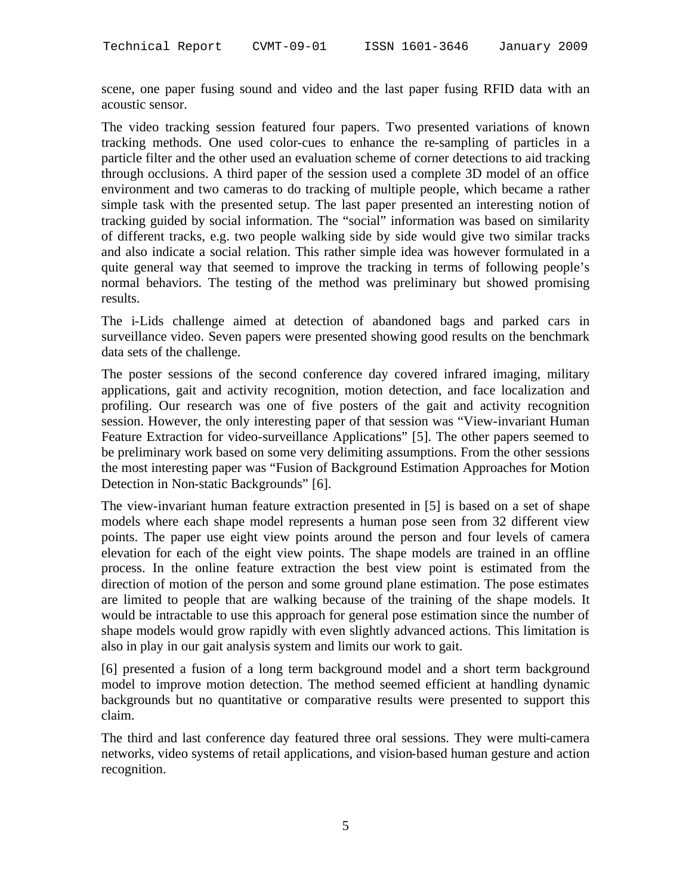scene, one paper fusing sound and video and the last paper fusing RFID data with an acoustic sensor.

The video tracking session featured four papers. Two presented variations of known tracking methods. One used color-cues to enhance the re-sampling of particles in a particle filter and the other used an evaluation scheme of corner detections to aid tracking through occlusions. A third paper of the session used a complete 3D model of an office environment and two cameras to do tracking of multiple people, which became a rather simple task with the presented setup. The last paper presented an interesting notion of tracking guided by social information. The "social" information was based on similarity of different tracks, e.g. two people walking side by side would give two similar tracks and also indicate a social relation. This rather simple idea was however formulated in a quite general way that seemed to improve the tracking in terms of following people's normal behaviors. The testing of the method was preliminary but showed promising results.

The i-Lids challenge aimed at detection of abandoned bags and parked cars in surveillance video. Seven papers were presented showing good results on the benchmark data sets of the challenge.

The poster sessions of the second conference day covered infrared imaging, military applications, gait and activity recognition, motion detection, and face localization and profiling. Our research was one of five posters of the gait and activity recognition session. However, the only interesting paper of that session was "View-invariant Human Feature Extraction for video-surveillance Applications" [5]. The other papers seemed to be preliminary work based on some very delimiting assumptions. From the other sessions the most interesting paper was "Fusion of Background Estimation Approaches for Motion Detection in Non-static Backgrounds" [6].

The view-invariant human feature extraction presented in [5] is based on a set of shape models where each shape model represents a human pose seen from 32 different view points. The paper use eight view points around the person and four levels of camera elevation for each of the eight view points. The shape models are trained in an offline process. In the online feature extraction the best view point is estimated from the direction of motion of the person and some ground plane estimation. The pose estimates are limited to people that are walking because of the training of the shape models. It would be intractable to use this approach for general pose estimation since the number of shape models would grow rapidly with even slightly advanced actions. This limitation is also in play in our gait analysis system and limits our work to gait.

[6] presented a fusion of a long term background model and a short term background model to improve motion detection. The method seemed efficient at handling dynamic backgrounds but no quantitative or comparative results were presented to support this claim.

The third and last conference day featured three oral sessions. They were multi-camera networks, video systems of retail applications, and vision-based human gesture and action recognition.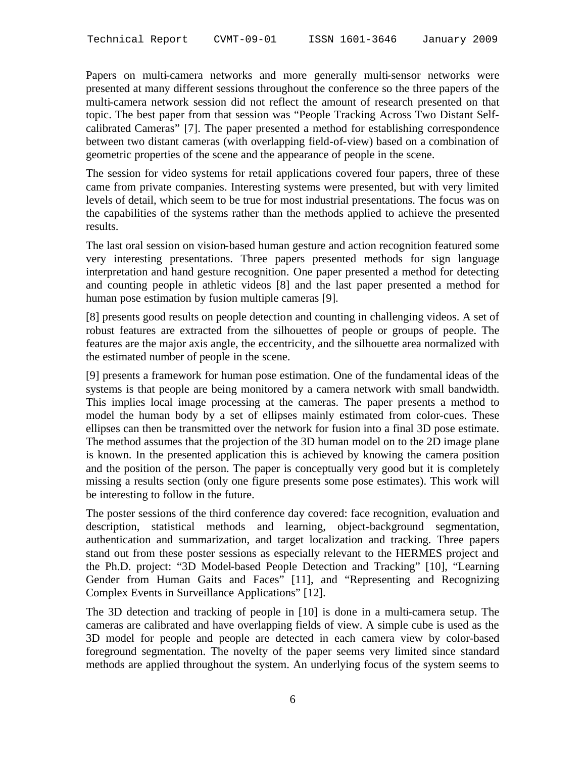Papers on multi-camera networks and more generally multi-sensor networks were presented at many different sessions throughout the conference so the three papers of the multi-camera network session did not reflect the amount of research presented on that topic. The best paper from that session was "People Tracking Across Two Distant Self-calibrated Cameras" [7]. The paper presented a method for establishing correspondence between two distant cameras (with overlapping field-of-view) based on a combination of geometric properties of the scene and the appearance of people in the scene.

The session for video systems for retail applications covered four papers, three of these came from private companies. Interesting systems were presented, but with very limited levels of detail, which seem to be true for most industrial presentations. The focus was on the capabilities of the systems rather than the methods applied to achieve the presented results.

The last oral session on vision-based human gesture and action recognition featured some very interesting presentations. Three papers presented methods for sign language interpretation and hand gesture recognition. One paper presented a method for detecting and counting people in athletic videos [8] and the last paper presented a method for human pose estimation by fusion multiple cameras [9].

[8] presents good results on people detection and counting in challenging videos. A set of robust features are extracted from the silhouettes of people or groups of people. The features are the major axis angle, the eccentricity, and the silhouette area normalized with the estimated number of people in the scene.

[9] presents a framework for human pose estimation. One of the fundamental ideas of the systems is that people are being monitored by a camera network with small bandwidth. This implies local image processing at the cameras. The paper presents a method to model the human body by a set of ellipses mainly estimated from color-cues. These ellipses can then be transmitted over the network for fusion into a final 3D pose estimate. The method assumes that the projection of the 3D human model on to the 2D image plane is known. In the presented application this is achieved by knowing the camera position and the position of the person. The paper is conceptually very good but it is completely missing a results section (only one figure presents some pose estimates). This work will be interesting to follow in the future.

The poster sessions of the third conference day covered: face recognition, evaluation and description, statistical methods and learning, object-background segmentation, authentication and summarization, and target localization and tracking. Three papers stand out from these poster sessions as especially relevant to the HERMES project and the Ph.D. project: "3D Model-based People Detection and Tracking" [10], "Learning Gender from Human Gaits and Faces" [11], and "Representing and Recognizing Complex Events in Surveillance Applications" [12].

The 3D detection and tracking of people in [10] is done in a multi-camera setup. The cameras are calibrated and have overlapping fields of view. A simple cube is used as the 3D model for people and people are detected in each camera view by color-based foreground segmentation. The novelty of the paper seems very limited since standard methods are applied throughout the system. An underlying focus of the system seems to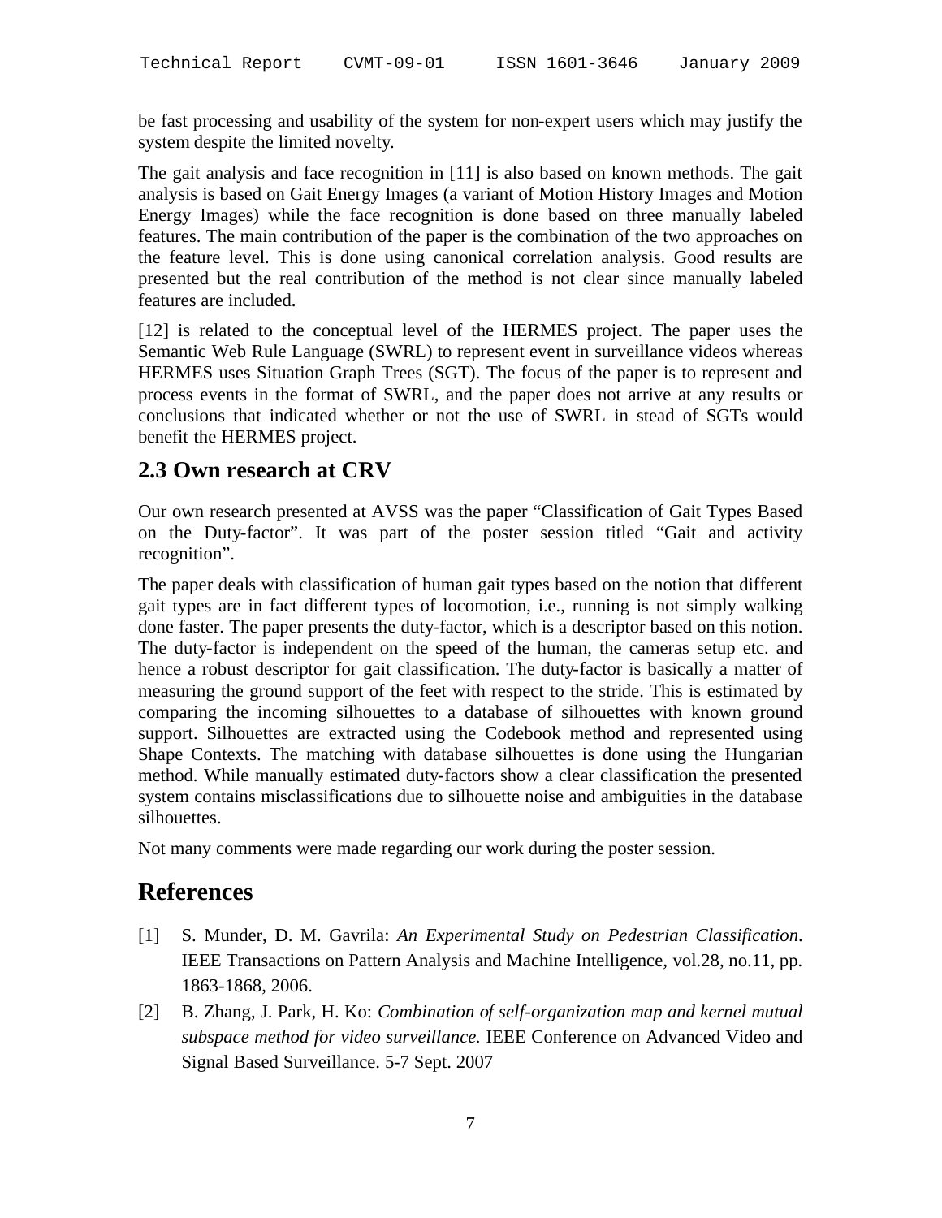be fast processing and usability of the system for non-expert users which may justify the system despite the limited novelty.

The gait analysis and face recognition in [11] is also based on known methods. The gait analysis is based on Gait Energy Images (a variant of Motion History Images and Motion Energy Images) while the face recognition is done based on three manually labeled features. The main contribution of the paper is the combination of the two approaches on the feature level. This is done using canonical correlation analysis. Good results are presented but the real contribution of the method is not clear since manually labeled features are included.

[12] is related to the conceptual level of the HERMES project. The paper uses the Semantic Web Rule Language (SWRL) to represent event in surveillance videos whereas HERMES uses Situation Graph Trees (SGT). The focus of the paper is to represent and process events in the format of SWRL, and the paper does not arrive at any results or conclusions that indicated whether or not the use of SWRL in stead of SGTs would benefit the HERMES project.

## 2.3 Own research at CRV

Our own research presented at AVSS was the paper "Classification of Gait Types Based on the Duty-factor". It was part of the poster session titled "Gait and activity recognition".

The paper deals with classification of human gait types based on the notion that different gait types are in fact different types of locomotion, i.e., running is not simply walking done faster. The paper presents the duty-factor, which is a descriptor based on this notion. The duty-factor is independent on the speed of the human, the cameras setup etc. and hence a robust descriptor for gait classification. The duty-factor is basically a matter of measuring the ground support of the feet with respect to the stride. This is estimated by comparing the incoming silhouettes to a database of silhouettes with known ground support. Silhouettes are extracted using the Codebook method and represented using Shape Contexts. The matching with database silhouettes is done using the Hungarian method. While manually estimated duty-factors show a clear classification the presented system contains misclassifications due to silhouette noise and ambiguities in the database silhouettes.

Not many comments were made regarding our work during the poster session.

# References

[1] S. Munder, D. M. Gavrila: *An Experimental Study on Pedestrian Classification*. IEEE Transactions on Pattern Analysis and Machine Intelligence, vol.28, no.11, pp. 1863-1868, 2006.

[2] B. Zhang, J. Park, H. Ko: *Combination of self-organization map and kernel mutual subspace method for video surveillance.* IEEE Conference on Advanced Video and Signal Based Surveillance. 5-7 Sept. 2007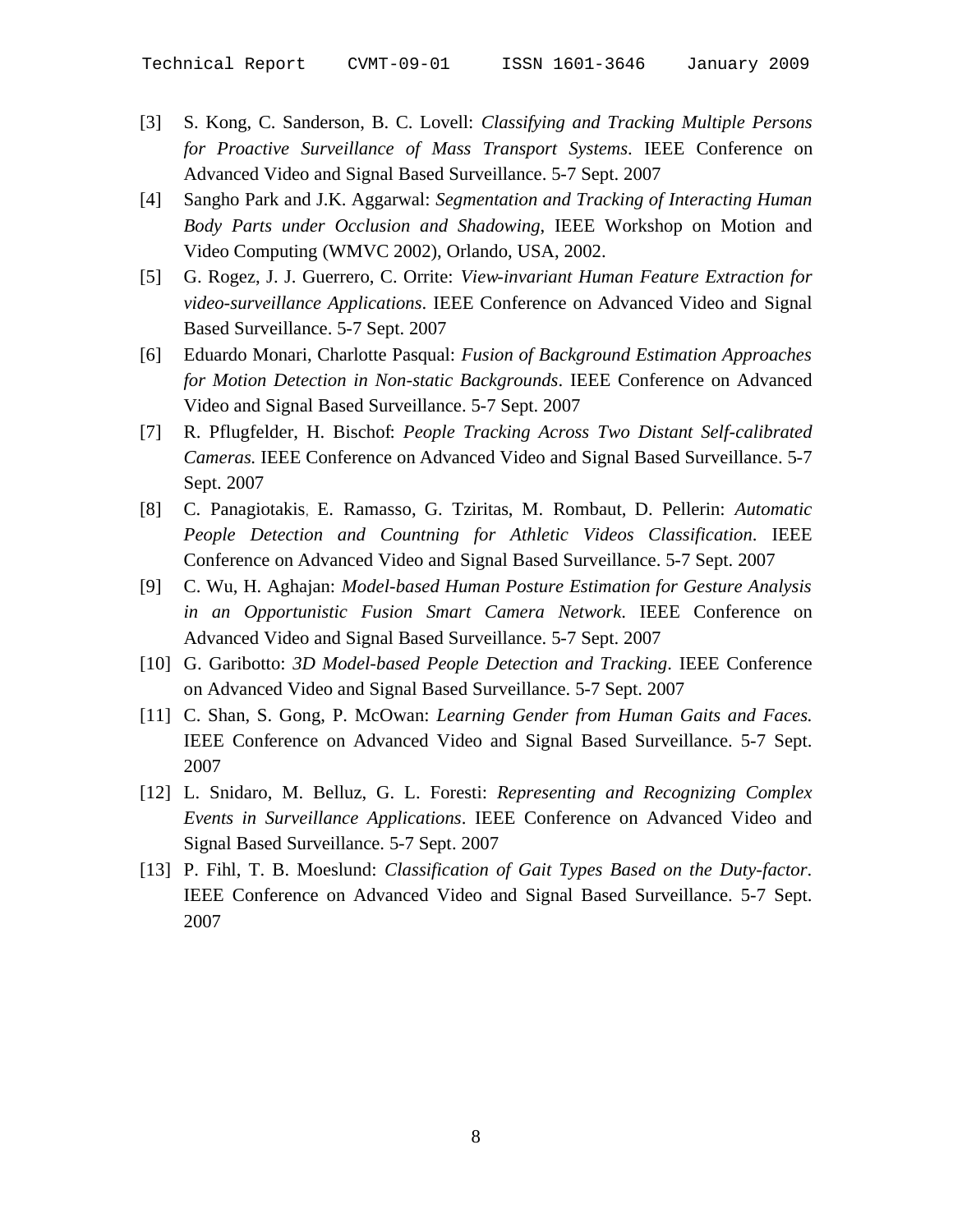[3] S. Kong, C. Sanderson, B. C. Lovell: *Classifying and Tracking Multiple Persons for Proactive Surveillance of Mass Transport Systems*. IEEE Conference on Advanced Video and Signal Based Surveillance. 5-7 Sept. 2007

[4] Sangho Park and J.K. Aggarwal: *Segmentation and Tracking of Interacting Human Body Parts under Occlusion and Shadowing*, IEEE Workshop on Motion and Video Computing (WMVC 2002), Orlando, USA, 2002.

[5] G. Rogez, J. J. Guerrero, C. Orrite: *View-invariant Human Feature Extraction for video-surveillance Applications*. IEEE Conference on Advanced Video and Signal Based Surveillance. 5-7 Sept. 2007

[6] Eduardo Monari, Charlotte Pasqual: *Fusion of Background Estimation Approaches for Motion Detection in Non-static Backgrounds*. IEEE Conference on Advanced Video and Signal Based Surveillance. 5-7 Sept. 2007

[7] R. Pflugfelder, H. Bischof: *People Tracking Across Two Distant Self-calibrated Cameras.* IEEE Conference on Advanced Video and Signal Based Surveillance. 5-7 Sept. 2007

[8] C. Panagiotakis, E. Ramasso, G. Tziritas, M. Rombaut, D. Pellerin: *Automatic People Detection and Countning for Athletic Videos Classification*. IEEE Conference on Advanced Video and Signal Based Surveillance. 5-7 Sept. 2007

[9] C. Wu, H. Aghajan: *Model-based Human Posture Estimation for Gesture Analysis in an Opportunistic Fusion Smart Camera Network*. IEEE Conference on Advanced Video and Signal Based Surveillance. 5-7 Sept. 2007

[10] G. Garibotto: *3D Model-based People Detection and Tracking*. IEEE Conference on Advanced Video and Signal Based Surveillance. 5-7 Sept. 2007

[11] C. Shan, S. Gong, P. McOwan: *Learning Gender from Human Gaits and Faces.* IEEE Conference on Advanced Video and Signal Based Surveillance. 5-7 Sept. 2007

[12] L. Snidaro, M. Belluz, G. L. Foresti: *Representing and Recognizing Complex Events in Surveillance Applications*. IEEE Conference on Advanced Video and Signal Based Surveillance. 5-7 Sept. 2007

[13] P. Fihl, T. B. Moeslund: *Classification of Gait Types Based on the Duty-factor*. IEEE Conference on Advanced Video and Signal Based Surveillance. 5-7 Sept. 2007